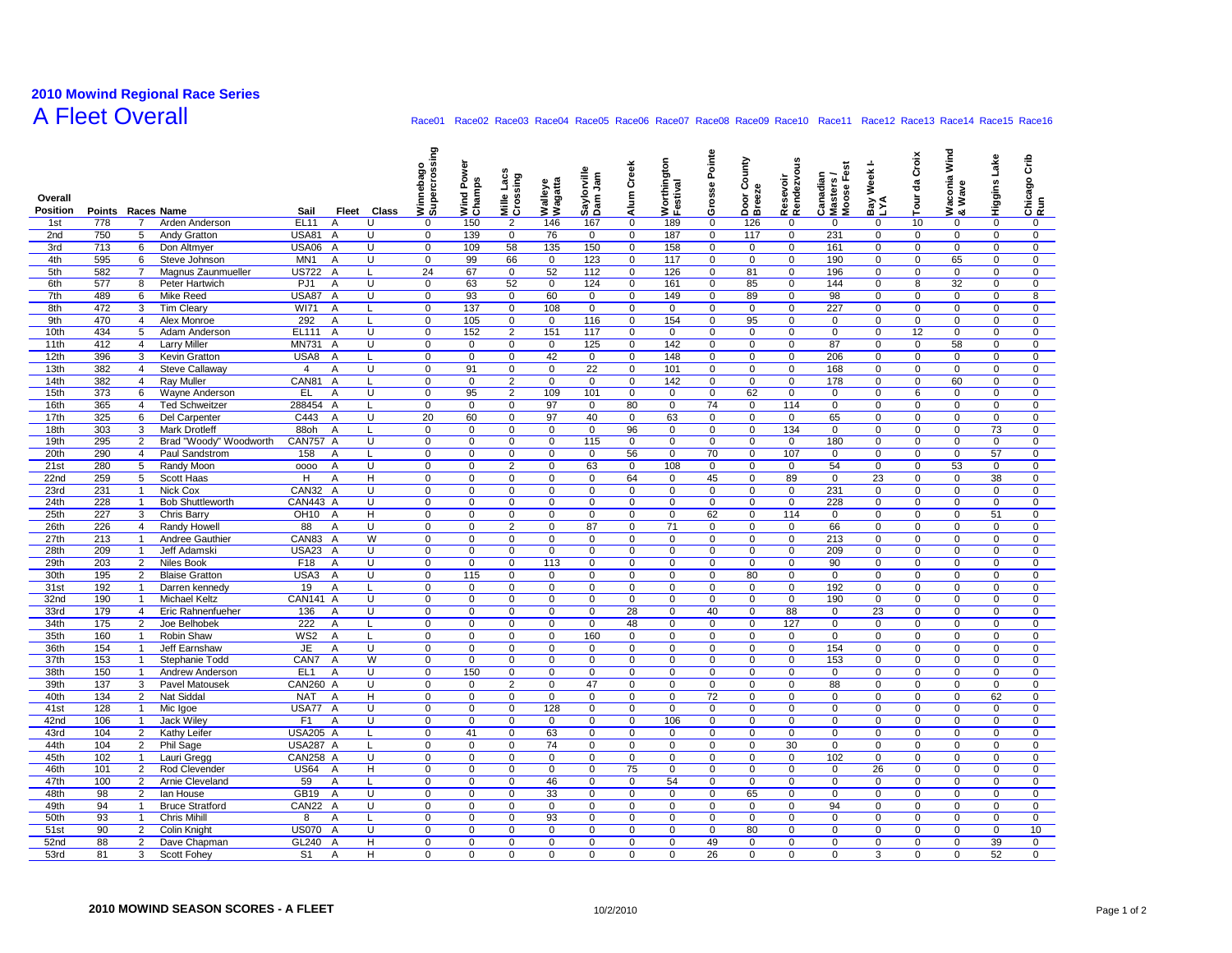## 2010 Mowind Regional Race Series

# A Fleet Overall

| Overall Position | Points | Races | Name | Sail | Fleet | Class | Winnebago Supercrossing (Race01) | Wind Power Champs (Race02) | Mille Lacs Crossing (Race03) | Walleye Wagatta (Race04) | Saylorville Dam Jam (Race05) | Alum Creek (Race06) | Worthington Festival (Race07) | Grosse Pointe (Race08) | Door County Breeze (Race09) | Resevoir Rendezvous (Race10) | Canadian Masters / Moose Fest (Race11) | Bay Week I-LYA (Race12) | Tour da Croix (Race13) | Waconia Wind & Wave (Race14) | Higgins Lake (Race15) | Chicago Crib Run (Race16) |
|---|---|---|---|---|---|---|---|---|---|---|---|---|---|---|---|---|---|---|---|---|---|---|
| 1st | 778 | 7 | Arden Anderson | EL11 | A | U | 0 | 150 | 2 | 146 | 167 | 0 | 189 | 0 | 126 | 0 | 0 | 0 | 10 | 0 | 0 | 0 |
| 2nd | 750 | 5 | Andy Gratton | USA81 | A | U | 0 | 139 | 0 | 76 | 0 | 0 | 187 | 0 | 117 | 0 | 231 | 0 | 0 | 0 | 0 | 0 |
| 3rd | 713 | 6 | Don Altmyer | USA06 | A | U | 0 | 109 | 58 | 135 | 150 | 0 | 158 | 0 | 0 | 0 | 161 | 0 | 0 | 0 | 0 | 0 |
| 4th | 595 | 6 | Steve Johnson | MN1 | A | U | 0 | 99 | 66 | 0 | 123 | 0 | 117 | 0 | 0 | 0 | 190 | 0 | 0 | 65 | 0 | 0 |
| 5th | 582 | 7 | Magnus Zaunmueller | US722 | A | L | 24 | 67 | 0 | 52 | 112 | 0 | 126 | 0 | 81 | 0 | 196 | 0 | 0 | 0 | 0 | 0 |
| 6th | 577 | 8 | Peter Hartwich | PJ1 | A | U | 0 | 63 | 52 | 0 | 124 | 0 | 161 | 0 | 85 | 0 | 144 | 0 | 8 | 32 | 0 | 0 |
| 7th | 489 | 6 | Mike Reed | USA87 | A | U | 0 | 93 | 0 | 60 | 0 | 0 | 149 | 0 | 89 | 0 | 98 | 0 | 0 | 0 | 0 | 8 |
| 8th | 472 | 3 | Tim Cleary | WI71 | A | L | 0 | 137 | 0 | 108 | 0 | 0 | 0 | 0 | 0 | 0 | 227 | 0 | 0 | 0 | 0 | 0 |
| 9th | 470 | 4 | Alex Monroe | 292 | A | L | 0 | 105 | 0 | 0 | 116 | 0 | 154 | 0 | 95 | 0 | 0 | 0 | 0 | 0 | 0 | 0 |
| 10th | 434 | 5 | Adam Anderson | EL111 | A | U | 0 | 152 | 2 | 151 | 117 | 0 | 0 | 0 | 0 | 0 | 0 | 0 | 12 | 0 | 0 | 0 |
| 11th | 412 | 4 | Larry Miller | MN731 | A | U | 0 | 0 | 0 | 0 | 125 | 0 | 142 | 0 | 0 | 0 | 87 | 0 | 0 | 58 | 0 | 0 |
| 12th | 396 | 3 | Kevin Gratton | USA8 | A | L | 0 | 0 | 0 | 42 | 0 | 0 | 148 | 0 | 0 | 0 | 206 | 0 | 0 | 0 | 0 | 0 |
| 13th | 382 | 4 | Steve Callaway | 4 | A | U | 0 | 91 | 0 | 0 | 22 | 0 | 101 | 0 | 0 | 0 | 168 | 0 | 0 | 0 | 0 | 0 |
| 14th | 382 | 4 | Ray Muller | CAN81 | A | L | 0 | 0 | 2 | 0 | 0 | 0 | 142 | 0 | 0 | 0 | 178 | 0 | 0 | 60 | 0 | 0 |
| 15th | 373 | 6 | Wayne Anderson | EL | A | U | 0 | 95 | 2 | 109 | 101 | 0 | 0 | 0 | 62 | 0 | 0 | 0 | 6 | 0 | 0 | 0 |
| 16th | 365 | 4 | Ted Schweitzer | 288454 | A | L | 0 | 0 | 0 | 97 | 0 | 80 | 0 | 74 | 0 | 114 | 0 | 0 | 0 | 0 | 0 | 0 |
| 17th | 325 | 6 | Del Carpenter | C443 | A | U | 20 | 60 | 0 | 97 | 40 | 0 | 63 | 0 | 0 | 0 | 65 | 0 | 0 | 0 | 0 | 0 |
| 18th | 303 | 3 | Mark Drotleff | 88oh | A | L | 0 | 0 | 0 | 0 | 0 | 96 | 0 | 0 | 0 | 134 | 0 | 0 | 0 | 0 | 73 | 0 |
| 19th | 295 | 2 | Brad "Woody" Woodworth | CAN757 | A | U | 0 | 0 | 0 | 0 | 115 | 0 | 0 | 0 | 0 | 0 | 180 | 0 | 0 | 0 | 0 | 0 |
| 20th | 290 | 4 | Paul Sandstrom | 158 | A | L | 0 | 0 | 0 | 0 | 0 | 56 | 0 | 70 | 0 | 107 | 0 | 0 | 0 | 0 | 57 | 0 |
| 21st | 280 | 5 | Randy Moon | oooo | A | U | 0 | 0 | 2 | 0 | 63 | 0 | 108 | 0 | 0 | 0 | 54 | 0 | 0 | 53 | 0 | 0 |
| 22nd | 259 | 5 | Scott Haas | H | A | H | 0 | 0 | 0 | 0 | 0 | 64 | 0 | 45 | 0 | 89 | 0 | 23 | 0 | 0 | 38 | 0 |
| 23rd | 231 | 1 | Nick Cox | CAN32 | A | U | 0 | 0 | 0 | 0 | 0 | 0 | 0 | 0 | 0 | 0 | 231 | 0 | 0 | 0 | 0 | 0 |
| 24th | 228 | 1 | Bob Shuttleworth | CAN443 | A | U | 0 | 0 | 0 | 0 | 0 | 0 | 0 | 0 | 0 | 0 | 228 | 0 | 0 | 0 | 0 | 0 |
| 25th | 227 | 3 | Chris Barry | OH10 | A | H | 0 | 0 | 0 | 0 | 0 | 0 | 0 | 62 | 0 | 114 | 0 | 0 | 0 | 0 | 51 | 0 |
| 26th | 226 | 4 | Randy Howell | 88 | A | U | 0 | 0 | 2 | 0 | 87 | 0 | 71 | 0 | 0 | 0 | 66 | 0 | 0 | 0 | 0 | 0 |
| 27th | 213 | 1 | Andree Gauthier | CAN83 | A | W | 0 | 0 | 0 | 0 | 0 | 0 | 0 | 0 | 0 | 0 | 213 | 0 | 0 | 0 | 0 | 0 |
| 28th | 209 | 1 | Jeff Adamski | USA23 | A | U | 0 | 0 | 0 | 0 | 0 | 0 | 0 | 0 | 0 | 0 | 209 | 0 | 0 | 0 | 0 | 0 |
| 29th | 203 | 2 | Niles Book | F18 | A | U | 0 | 0 | 0 | 113 | 0 | 0 | 0 | 0 | 0 | 0 | 90 | 0 | 0 | 0 | 0 | 0 |
| 30th | 195 | 2 | Blaise Gratton | USA3 | A | U | 0 | 115 | 0 | 0 | 0 | 0 | 0 | 0 | 80 | 0 | 0 | 0 | 0 | 0 | 0 | 0 |
| 31st | 192 | 1 | Darren kennedy | 19 | A | L | 0 | 0 | 0 | 0 | 0 | 0 | 0 | 0 | 0 | 0 | 192 | 0 | 0 | 0 | 0 | 0 |
| 32nd | 190 | 1 | Michael Keltz | CAN141 | A | U | 0 | 0 | 0 | 0 | 0 | 0 | 0 | 0 | 0 | 0 | 190 | 0 | 0 | 0 | 0 | 0 |
| 33rd | 179 | 4 | Eric Rahnenfueher | 136 | A | U | 0 | 0 | 0 | 0 | 0 | 28 | 0 | 40 | 0 | 88 | 0 | 23 | 0 | 0 | 0 | 0 |
| 34th | 175 | 2 | Joe Belhobek | 222 | A | L | 0 | 0 | 0 | 0 | 0 | 48 | 0 | 0 | 0 | 127 | 0 | 0 | 0 | 0 | 0 | 0 |
| 35th | 160 | 1 | Robin Shaw | WS2 | A | L | 0 | 0 | 0 | 0 | 160 | 0 | 0 | 0 | 0 | 0 | 0 | 0 | 0 | 0 | 0 | 0 |
| 36th | 154 | 1 | Jeff Earnshaw | JE | A | U | 0 | 0 | 0 | 0 | 0 | 0 | 0 | 0 | 0 | 0 | 154 | 0 | 0 | 0 | 0 | 0 |
| 37th | 153 | 1 | Stephanie Todd | CAN7 | A | W | 0 | 0 | 0 | 0 | 0 | 0 | 0 | 0 | 0 | 0 | 153 | 0 | 0 | 0 | 0 | 0 |
| 38th | 150 | 1 | Andrew Anderson | EL1 | A | U | 0 | 150 | 0 | 0 | 0 | 0 | 0 | 0 | 0 | 0 | 0 | 0 | 0 | 0 | 0 | 0 |
| 39th | 137 | 3 | Pavel Matousek | CAN260 | A | U | 0 | 0 | 2 | 0 | 47 | 0 | 0 | 0 | 0 | 0 | 88 | 0 | 0 | 0 | 0 | 0 |
| 40th | 134 | 2 | Nat Siddal | NAT | A | H | 0 | 0 | 0 | 0 | 0 | 0 | 0 | 72 | 0 | 0 | 0 | 0 | 0 | 0 | 62 | 0 |
| 41st | 128 | 1 | Mic Igoe | USA77 | A | U | 0 | 0 | 0 | 128 | 0 | 0 | 0 | 0 | 0 | 0 | 0 | 0 | 0 | 0 | 0 | 0 |
| 42nd | 106 | 1 | Jack Wiley | F1 | A | U | 0 | 0 | 0 | 0 | 0 | 0 | 106 | 0 | 0 | 0 | 0 | 0 | 0 | 0 | 0 | 0 |
| 43rd | 104 | 2 | Kathy Leifer | USA205 | A | L | 0 | 41 | 0 | 63 | 0 | 0 | 0 | 0 | 0 | 0 | 0 | 0 | 0 | 0 | 0 | 0 |
| 44th | 104 | 2 | Phil Sage | USA287 | A | L | 0 | 0 | 0 | 74 | 0 | 0 | 0 | 0 | 0 | 30 | 0 | 0 | 0 | 0 | 0 | 0 |
| 45th | 102 | 1 | Lauri Gregg | CAN258 | A | U | 0 | 0 | 0 | 0 | 0 | 0 | 0 | 0 | 0 | 0 | 102 | 0 | 0 | 0 | 0 | 0 |
| 46th | 101 | 2 | Rod Clevender | US64 | A | H | 0 | 0 | 0 | 0 | 0 | 75 | 0 | 0 | 0 | 0 | 0 | 26 | 0 | 0 | 0 | 0 |
| 47th | 100 | 2 | Arnie Cleveland | 59 | A | L | 0 | 0 | 0 | 46 | 0 | 0 | 54 | 0 | 0 | 0 | 0 | 0 | 0 | 0 | 0 | 0 |
| 48th | 98 | 2 | Ian House | GB19 | A | U | 0 | 0 | 0 | 33 | 0 | 0 | 0 | 0 | 65 | 0 | 0 | 0 | 0 | 0 | 0 | 0 |
| 49th | 94 | 1 | Bruce Stratford | CAN22 | A | U | 0 | 0 | 0 | 0 | 0 | 0 | 0 | 0 | 0 | 0 | 94 | 0 | 0 | 0 | 0 | 0 |
| 50th | 93 | 1 | Chris Mihill | 8 | A | L | 0 | 0 | 0 | 93 | 0 | 0 | 0 | 0 | 0 | 0 | 0 | 0 | 0 | 0 | 0 | 0 |
| 51st | 90 | 2 | Colin Knight | US070 | A | U | 0 | 0 | 0 | 0 | 0 | 0 | 0 | 0 | 80 | 0 | 0 | 0 | 0 | 0 | 0 | 10 |
| 52nd | 88 | 2 | Dave Chapman | GL240 | A | H | 0 | 0 | 0 | 0 | 0 | 0 | 0 | 49 | 0 | 0 | 0 | 0 | 0 | 0 | 39 | 0 |
| 53rd | 81 | 3 | Scott Fohey | S1 | A | H | 0 | 0 | 0 | 0 | 0 | 0 | 0 | 26 | 0 | 0 | 0 | 3 | 0 | 0 | 52 | 0 |

2010 MOWIND SEASON SCORES - A FLEET — 10/2/2010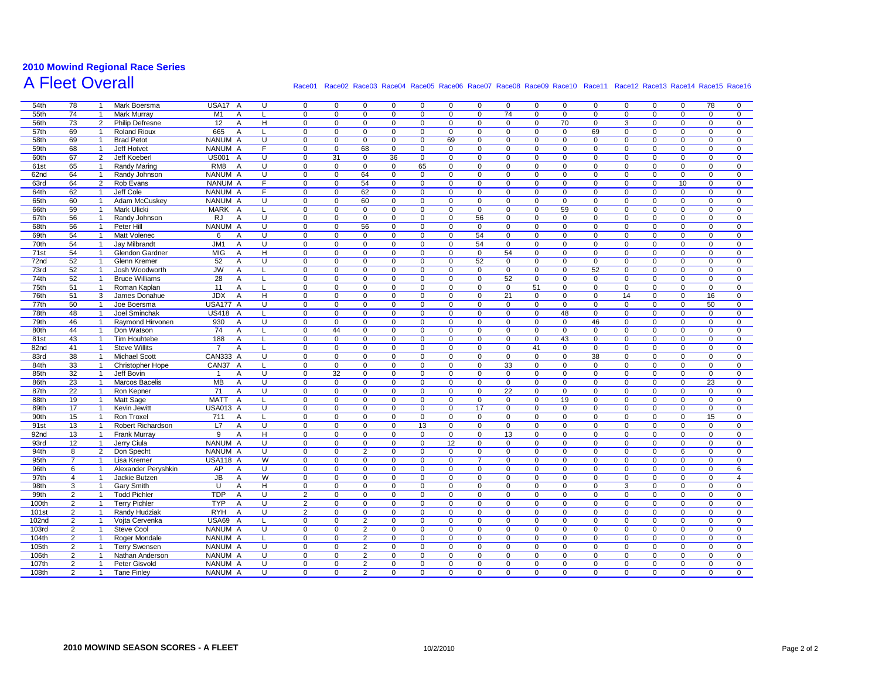## 2010 Mowind Regional Race Series

# A Fleet Overall

| | | | | | | | | Race01 | Race02 | Race03 | Race04 | Race05 | Race06 | Race07 | Race08 | Race09 | Race10 | Race11 | Race12 | Race13 | Race14 | Race15 | Race16 |
|---|---|---|---|---|---|---|---|---|---|---|---|---|---|---|---|---|---|---|---|---|---|---|---|
| 54th | 78 | 1 | Mark Boersma | USA17 | A | U | | 0 | 0 | 0 | 0 | 0 | 0 | 0 | 0 | 0 | 0 | 0 | 0 | 0 | 0 | 78 | 0 |
| 55th | 74 | 1 | Mark Murray | M1 | A | L | | 0 | 0 | 0 | 0 | 0 | 0 | 0 | 74 | 0 | 0 | 0 | 0 | 0 | 0 | 0 | 0 |
| 56th | 73 | 2 | Philip Defresne | 12 | A | H | | 0 | 0 | 0 | 0 | 0 | 0 | 0 | 0 | 0 | 70 | 0 | 3 | 0 | 0 | 0 | 0 |
| 57th | 69 | 1 | Roland Rioux | 665 | A | L | | 0 | 0 | 0 | 0 | 0 | 0 | 0 | 0 | 0 | 0 | 69 | 0 | 0 | 0 | 0 | 0 |
| 58th | 69 | 1 | Brad Petot | NANUM | A | U | | 0 | 0 | 0 | 0 | 0 | 69 | 0 | 0 | 0 | 0 | 0 | 0 | 0 | 0 | 0 | 0 |
| 59th | 68 | 1 | Jeff Hotvet | NANUM | A | F | | 0 | 0 | 68 | 0 | 0 | 0 | 0 | 0 | 0 | 0 | 0 | 0 | 0 | 0 | 0 | 0 |
| 60th | 67 | 2 | Jeff Koeberl | US001 | A | U | | 0 | 31 | 0 | 36 | 0 | 0 | 0 | 0 | 0 | 0 | 0 | 0 | 0 | 0 | 0 | 0 |
| 61st | 65 | 1 | Randy Maring | RM8 | A | U | | 0 | 0 | 0 | 0 | 65 | 0 | 0 | 0 | 0 | 0 | 0 | 0 | 0 | 0 | 0 | 0 |
| 62nd | 64 | 1 | Randy Johnson | NANUM | A | U | | 0 | 0 | 64 | 0 | 0 | 0 | 0 | 0 | 0 | 0 | 0 | 0 | 0 | 0 | 0 | 0 |
| 63rd | 64 | 2 | Rob Evans | NANUM | A | F | | 0 | 0 | 54 | 0 | 0 | 0 | 0 | 0 | 0 | 0 | 0 | 0 | 0 | 10 | 0 | 0 |
| 64th | 62 | 1 | Jeff Cole | NANUM | A | F | | 0 | 0 | 62 | 0 | 0 | 0 | 0 | 0 | 0 | 0 | 0 | 0 | 0 | 0 | 0 | 0 |
| 65th | 60 | 1 | Adam McCuskey | NANUM | A | U | | 0 | 0 | 60 | 0 | 0 | 0 | 0 | 0 | 0 | 0 | 0 | 0 | 0 | 0 | 0 | 0 |
| 66th | 59 | 1 | Mark Ulicki | MARK | A | L | | 0 | 0 | 0 | 0 | 0 | 0 | 0 | 0 | 0 | 59 | 0 | 0 | 0 | 0 | 0 | 0 |
| 67th | 56 | 1 | Randy Johnson | RJ | A | U | | 0 | 0 | 0 | 0 | 0 | 0 | 56 | 0 | 0 | 0 | 0 | 0 | 0 | 0 | 0 | 0 |
| 68th | 56 | 1 | Peter Hill | NANUM | A | U | | 0 | 0 | 56 | 0 | 0 | 0 | 0 | 0 | 0 | 0 | 0 | 0 | 0 | 0 | 0 | 0 |
| 69th | 54 | 1 | Matt Volenec | 6 | A | U | | 0 | 0 | 0 | 0 | 0 | 0 | 0 | 54 | 0 | 0 | 0 | 0 | 0 | 0 | 0 | 0 |
| 70th | 54 | 1 | Jay Milbrandt | JM1 | A | U | | 0 | 0 | 0 | 0 | 0 | 0 | 54 | 0 | 0 | 0 | 0 | 0 | 0 | 0 | 0 | 0 |
| 71st | 54 | 1 | Glendon Gardner | MIG | A | H | | 0 | 0 | 0 | 0 | 0 | 0 | 0 | 54 | 0 | 0 | 0 | 0 | 0 | 0 | 0 | 0 |
| 72nd | 52 | 1 | Glenn Kremer | 52 | A | U | | 0 | 0 | 0 | 0 | 0 | 0 | 52 | 0 | 0 | 0 | 0 | 0 | 0 | 0 | 0 | 0 |
| 73rd | 52 | 1 | Josh Woodworth | JW | A | L | | 0 | 0 | 0 | 0 | 0 | 0 | 0 | 0 | 0 | 0 | 52 | 0 | 0 | 0 | 0 | 0 |
| 74th | 52 | 1 | Bruce Williams | 28 | A | L | | 0 | 0 | 0 | 0 | 0 | 0 | 0 | 52 | 0 | 0 | 0 | 0 | 0 | 0 | 0 | 0 |
| 75th | 51 | 1 | Roman Kaplan | 11 | A | L | | 0 | 0 | 0 | 0 | 0 | 0 | 0 | 0 | 51 | 0 | 0 | 0 | 0 | 0 | 0 | 0 |
| 76th | 51 | 3 | James Donahue | JDX | A | H | | 0 | 0 | 0 | 0 | 0 | 0 | 0 | 21 | 0 | 0 | 0 | 14 | 0 | 0 | 16 | 0 |
| 77th | 50 | 1 | Joe Boersma | USA177 | A | U | | 0 | 0 | 0 | 0 | 0 | 0 | 0 | 0 | 0 | 0 | 0 | 0 | 0 | 0 | 50 | 0 |
| 78th | 48 | 1 | Joel Sminchak | US418 | A | L | | 0 | 0 | 0 | 0 | 0 | 0 | 0 | 0 | 0 | 48 | 0 | 0 | 0 | 0 | 0 | 0 |
| 79th | 46 | 1 | Raymond Hirvonen | 930 | A | U | | 0 | 0 | 0 | 0 | 0 | 0 | 0 | 0 | 0 | 0 | 46 | 0 | 0 | 0 | 0 | 0 |
| 80th | 44 | 1 | Don Watson | 74 | A | L | | 0 | 44 | 0 | 0 | 0 | 0 | 0 | 0 | 0 | 0 | 0 | 0 | 0 | 0 | 0 | 0 |
| 81st | 43 | 1 | Tim Houhtebe | 188 | A | L | | 0 | 0 | 0 | 0 | 0 | 0 | 0 | 0 | 0 | 43 | 0 | 0 | 0 | 0 | 0 | 0 |
| 82nd | 41 | 1 | Steve Willits | 7 | A | L | | 0 | 0 | 0 | 0 | 0 | 0 | 0 | 0 | 41 | 0 | 0 | 0 | 0 | 0 | 0 | 0 |
| 83rd | 38 | 1 | Michael Scott | CAN333 | A | U | | 0 | 0 | 0 | 0 | 0 | 0 | 0 | 0 | 0 | 0 | 38 | 0 | 0 | 0 | 0 | 0 |
| 84th | 33 | 1 | Christopher Hope | CAN37 | A | L | | 0 | 0 | 0 | 0 | 0 | 0 | 0 | 33 | 0 | 0 | 0 | 0 | 0 | 0 | 0 | 0 |
| 85th | 32 | 1 | Jeff Bovin | 1 | A | U | | 0 | 32 | 0 | 0 | 0 | 0 | 0 | 0 | 0 | 0 | 0 | 0 | 0 | 0 | 0 | 0 |
| 86th | 23 | 1 | Marcos Bacelis | MB | A | U | | 0 | 0 | 0 | 0 | 0 | 0 | 0 | 0 | 0 | 0 | 0 | 0 | 0 | 0 | 23 | 0 |
| 87th | 22 | 1 | Ron Kepner | 71 | A | U | | 0 | 0 | 0 | 0 | 0 | 0 | 0 | 22 | 0 | 0 | 0 | 0 | 0 | 0 | 0 | 0 |
| 88th | 19 | 1 | Matt Sage | MATT | A | L | | 0 | 0 | 0 | 0 | 0 | 0 | 0 | 0 | 0 | 19 | 0 | 0 | 0 | 0 | 0 | 0 |
| 89th | 17 | 1 | Kevin Jewitt | USA013 | A | U | | 0 | 0 | 0 | 0 | 0 | 0 | 17 | 0 | 0 | 0 | 0 | 0 | 0 | 0 | 0 | 0 |
| 90th | 15 | 1 | Ron Troxel | 711 | A | L | | 0 | 0 | 0 | 0 | 0 | 0 | 0 | 0 | 0 | 0 | 0 | 0 | 0 | 0 | 15 | 0 |
| 91st | 13 | 1 | Robert Richardson | L7 | A | U | | 0 | 0 | 0 | 0 | 13 | 0 | 0 | 0 | 0 | 0 | 0 | 0 | 0 | 0 | 0 | 0 |
| 92nd | 13 | 1 | Frank Murray | 9 | A | H | | 0 | 0 | 0 | 0 | 0 | 0 | 0 | 13 | 0 | 0 | 0 | 0 | 0 | 0 | 0 | 0 |
| 93rd | 12 | 1 | Jerry Ciula | NANUM | A | U | | 0 | 0 | 0 | 0 | 0 | 12 | 0 | 0 | 0 | 0 | 0 | 0 | 0 | 0 | 0 | 0 |
| 94th | 8 | 2 | Don Specht | NANUM | A | U | | 0 | 0 | 2 | 0 | 0 | 0 | 0 | 0 | 0 | 0 | 0 | 0 | 0 | 6 | 0 | 0 |
| 95th | 7 | 1 | Lisa Kremer | USA118 | A | W | | 0 | 0 | 0 | 0 | 0 | 0 | 7 | 0 | 0 | 0 | 0 | 0 | 0 | 0 | 0 | 0 |
| 96th | 6 | 1 | Alexander Peryshkin | AP | A | U | | 0 | 0 | 0 | 0 | 0 | 0 | 0 | 0 | 0 | 0 | 0 | 0 | 0 | 0 | 0 | 6 |
| 97th | 4 | 1 | Jackie Butzen | JB | A | W | | 0 | 0 | 0 | 0 | 0 | 0 | 0 | 0 | 0 | 0 | 0 | 0 | 0 | 0 | 0 | 4 |
| 98th | 3 | 1 | Gary Smith | U | A | H | | 0 | 0 | 0 | 0 | 0 | 0 | 0 | 0 | 0 | 0 | 0 | 3 | 0 | 0 | 0 | 0 |
| 99th | 2 | 1 | Todd Pichler | TDP | A | U | | 2 | 0 | 0 | 0 | 0 | 0 | 0 | 0 | 0 | 0 | 0 | 0 | 0 | 0 | 0 | 0 |
| 100th | 2 | 1 | Terry Pichler | TYP | A | U | | 2 | 0 | 0 | 0 | 0 | 0 | 0 | 0 | 0 | 0 | 0 | 0 | 0 | 0 | 0 | 0 |
| 101st | 2 | 1 | Randy Hudziak | RYH | A | U | | 2 | 0 | 0 | 0 | 0 | 0 | 0 | 0 | 0 | 0 | 0 | 0 | 0 | 0 | 0 | 0 |
| 102nd | 2 | 1 | Vojta Cervenka | USA69 | A | L | | 0 | 0 | 2 | 0 | 0 | 0 | 0 | 0 | 0 | 0 | 0 | 0 | 0 | 0 | 0 | 0 |
| 103rd | 2 | 1 | Steve Cool | NANUM | A | U | | 0 | 0 | 2 | 0 | 0 | 0 | 0 | 0 | 0 | 0 | 0 | 0 | 0 | 0 | 0 | 0 |
| 104th | 2 | 1 | Roger Mondale | NANUM | A | L | | 0 | 0 | 2 | 0 | 0 | 0 | 0 | 0 | 0 | 0 | 0 | 0 | 0 | 0 | 0 | 0 |
| 105th | 2 | 1 | Terry Swensen | NANUM | A | U | | 0 | 0 | 2 | 0 | 0 | 0 | 0 | 0 | 0 | 0 | 0 | 0 | 0 | 0 | 0 | 0 |
| 106th | 2 | 1 | Nathan Anderson | NANUM | A | U | | 0 | 0 | 2 | 0 | 0 | 0 | 0 | 0 | 0 | 0 | 0 | 0 | 0 | 0 | 0 | 0 |
| 107th | 2 | 1 | Peter Gisvold | NANUM | A | U | | 0 | 0 | 2 | 0 | 0 | 0 | 0 | 0 | 0 | 0 | 0 | 0 | 0 | 0 | 0 | 0 |
| 108th | 2 | 1 | Tane Finley | NANUM | A | U | | 0 | 0 | 2 | 0 | 0 | 0 | 0 | 0 | 0 | 0 | 0 | 0 | 0 | 0 | 0 | 0 |

**2010 MOWIND SEASON SCORES - A FLEET** 10/2/2010